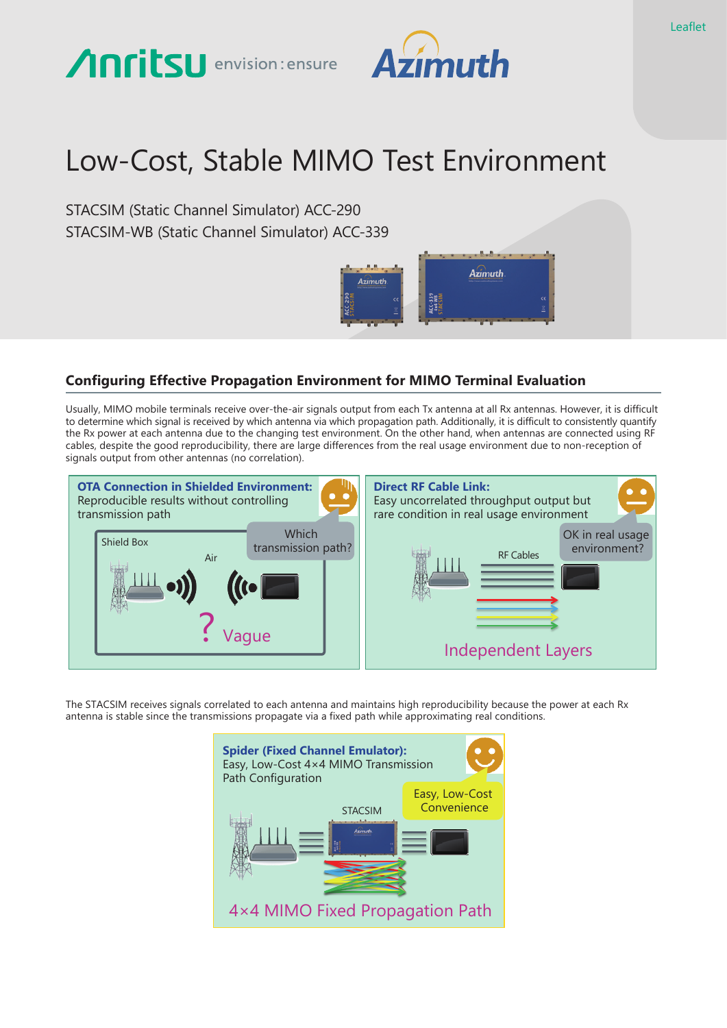Leaflet

Anritsu envision : ensure Azimuth

# Low-Cost, Stable MIMO Test Environment

STACSIM (Static Channel Simulator) ACC-290
STACSIM-WB (Static Channel Simulator) ACC-339

## Configuring Effective Propagation Environment for MIMO Terminal Evaluation

Usually, MIMO mobile terminals receive over-the-air signals output from each Tx antenna at all Rx antennas. However, it is difficult to determine which signal is received by which antenna via which propagation path. Additionally, it is difficult to consistently quantify the Rx power at each antenna due to the changing test environment. On the other hand, when antennas are connected using RF cables, despite the good reproducibility, there are large differences from the real usage environment due to non-reception of signals output from other antennas (no correlation).

**OTA Connection in Shielded Environment:**
Reproducible results without controlling transmission path

Which transmission path?

Shield Box

Air

? Vague

**Direct RF Cable Link:**
Easy uncorrelated throughput output but rare condition in real usage environment

OK in real usage environment?

RF Cables

Independent Layers

The STACSIM receives signals correlated to each antenna and maintains high reproducibility because the power at each Rx antenna is stable since the transmissions propagate via a fixed path while approximating real conditions.

**Spider (Fixed Channel Emulator):**
Easy, Low-Cost 4×4 MIMO Transmission Path Configuration

Easy, Low-Cost Convenience

STACSIM

4×4 MIMO Fixed Propagation Path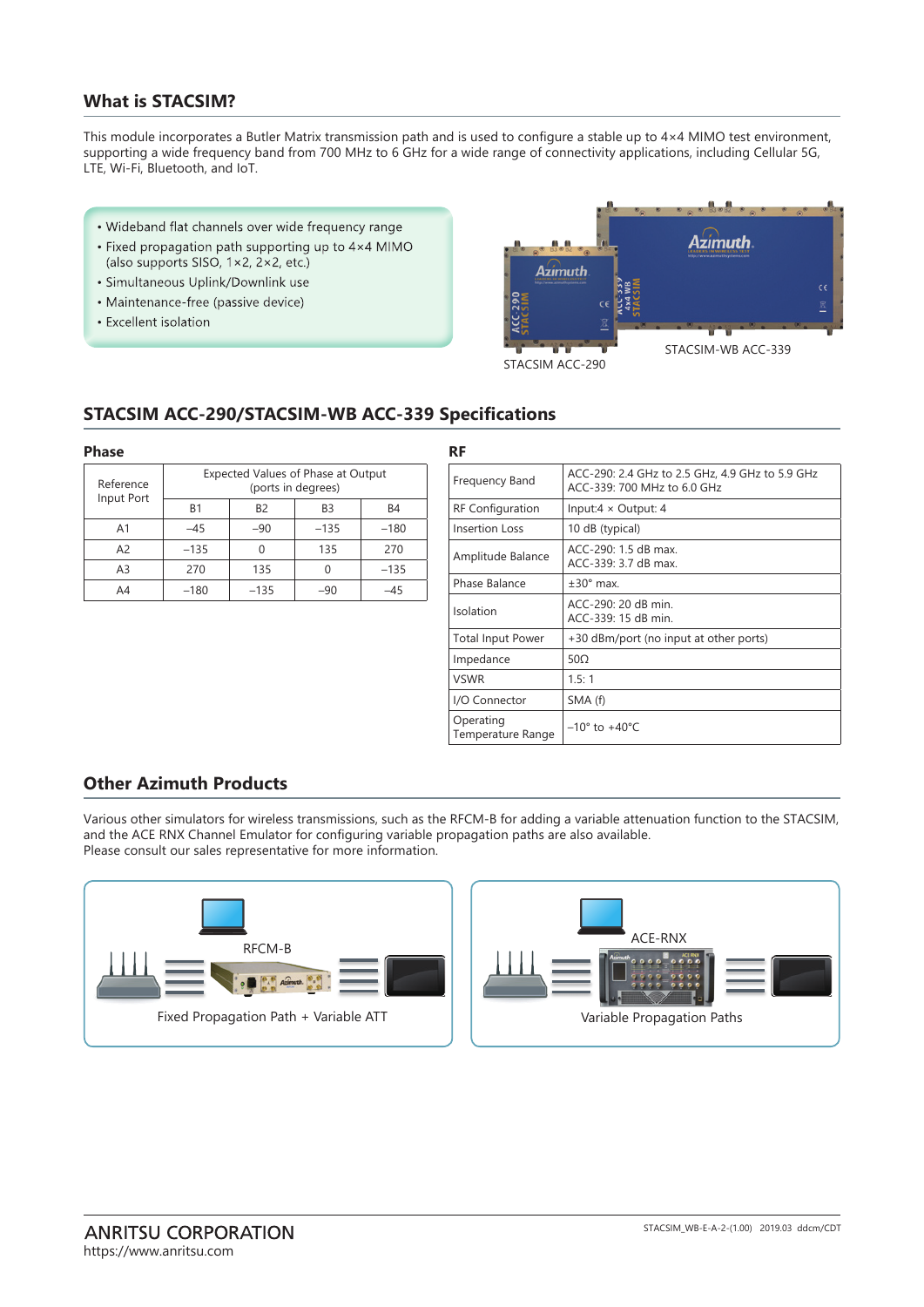## What is STACSIM?

This module incorporates a Butler Matrix transmission path and is used to configure a stable up to 4×4 MIMO test environment, supporting a wide frequency band from 700 MHz to 6 GHz for a wide range of connectivity applications, including Cellular 5G, LTE, Wi-Fi, Bluetooth, and IoT.

- Wideband flat channels over wide frequency range
- Fixed propagation path supporting up to 4×4 MIMO (also supports SISO, 1×2, 2×2, etc.)
- Simultaneous Uplink/Downlink use
- Maintenance-free (passive device)
- Excellent isolation

STACSIM ACC-290

STACSIM-WB ACC-339

## STACSIM ACC-290/STACSIM-WB ACC-339 Specifications

### Phase

| Reference Input Port | Expected Values of Phase at Output (ports in degrees) | | | |
|---|---|---|---|---|
| | B1 | B2 | B3 | B4 |
| A1 | −45 | −90 | −135 | −180 |
| A2 | −135 | 0 | 135 | 270 |
| A3 | 270 | 135 | 0 | −135 |
| A4 | −180 | −135 | −90 | −45 |

### RF

| | |
|---|---|
| Frequency Band | ACC-290: 2.4 GHz to 2.5 GHz, 4.9 GHz to 5.9 GHz<br>ACC-339: 700 MHz to 6.0 GHz |
| RF Configuration | Input:4 × Output: 4 |
| Insertion Loss | 10 dB (typical) |
| Amplitude Balance | ACC-290: 1.5 dB max.<br>ACC-339: 3.7 dB max. |
| Phase Balance | ±30° max. |
| Isolation | ACC-290: 20 dB min.<br>ACC-339: 15 dB min. |
| Total Input Power | +30 dBm/port (no input at other ports) |
| Impedance | 50Ω |
| VSWR | 1.5: 1 |
| I/O Connector | SMA (f) |
| Operating Temperature Range | −10° to +40°C |

## Other Azimuth Products

Various other simulators for wireless transmissions, such as the RFCM-B for adding a variable attenuation function to the STACSIM, and the ACE RNX Channel Emulator for configuring variable propagation paths are also available.
Please consult our sales representative for more information.

RFCM-B

Fixed Propagation Path + Variable ATT

ACE-RNX

Variable Propagation Paths

ANRITSU CORPORATION
https://www.anritsu.com

STACSIM_WB-E-A-2-(1.00) 2019.03 ddcm/CDT